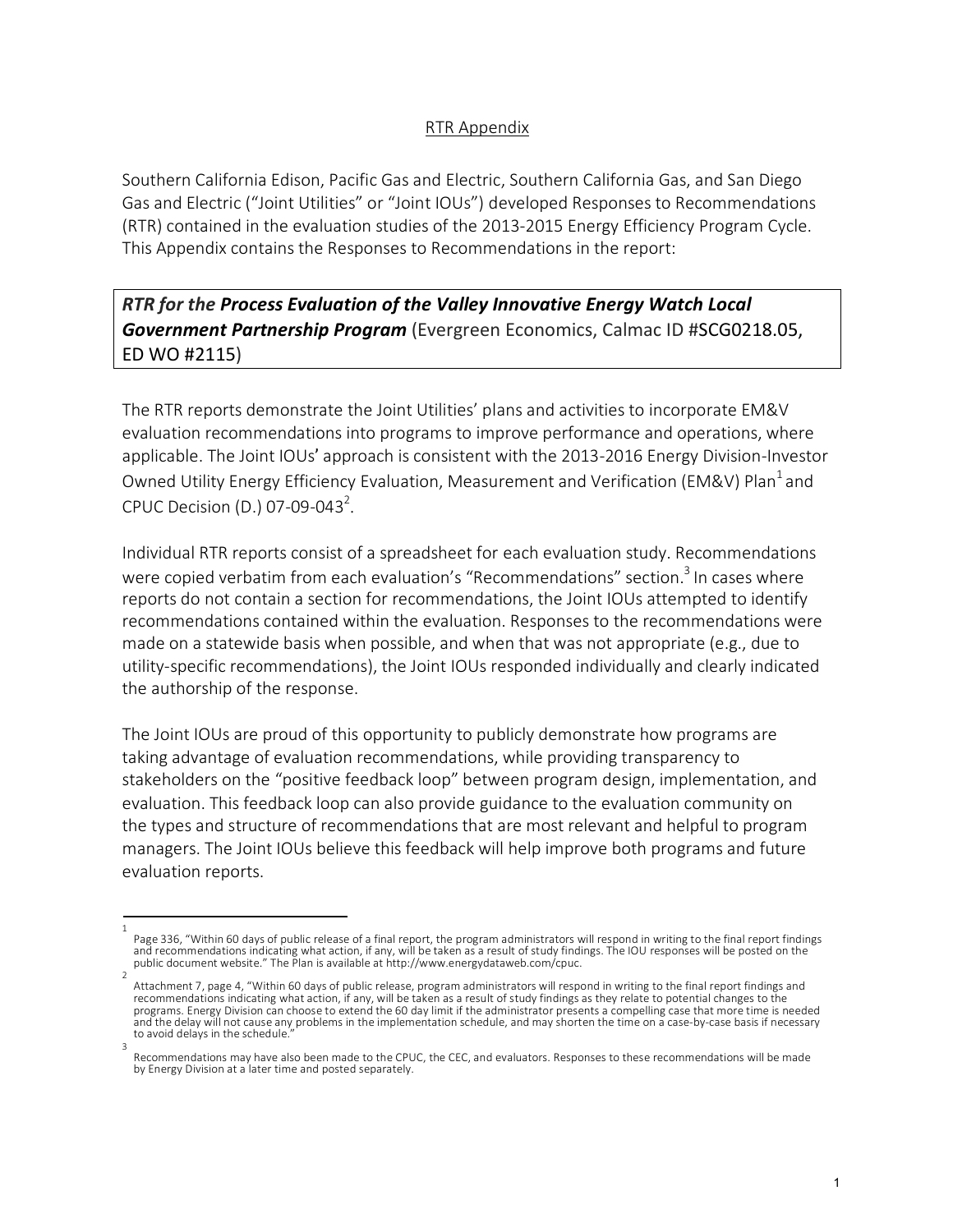RTR Appendix

Southern California Edison, Pacific Gas and Electric, Southern California Gas, and San Diego Gas and Electric ("Joint Utilities" or "Joint IOUs") developed Responses to Recommendations (RTR) contained in the evaluation studies of the 2013-2015 Energy Efficiency Program Cycle. This Appendix contains the Responses to Recommendations in the report:

***RTR for the* Process Evaluation of the Valley Innovative Energy Watch Local Government Partnership Program** (Evergreen Economics, Calmac ID #SCG0218.05, ED WO #2115)

The RTR reports demonstrate the Joint Utilities' plans and activities to incorporate EM&V evaluation recommendations into programs to improve performance and operations, where applicable. The Joint IOUs' approach is consistent with the 2013-2016 Energy Division-Investor Owned Utility Energy Efficiency Evaluation, Measurement and Verification (EM&V) Plan[1] and CPUC Decision (D.) 07-09-043[2].

Individual RTR reports consist of a spreadsheet for each evaluation study. Recommendations were copied verbatim from each evaluation's "Recommendations" section.[3] In cases where reports do not contain a section for recommendations, the Joint IOUs attempted to identify recommendations contained within the evaluation. Responses to the recommendations were made on a statewide basis when possible, and when that was not appropriate (e.g., due to utility-specific recommendations), the Joint IOUs responded individually and clearly indicated the authorship of the response.

The Joint IOUs are proud of this opportunity to publicly demonstrate how programs are taking advantage of evaluation recommendations, while providing transparency to stakeholders on the "positive feedback loop" between program design, implementation, and evaluation. This feedback loop can also provide guidance to the evaluation community on the types and structure of recommendations that are most relevant and helpful to program managers. The Joint IOUs believe this feedback will help improve both programs and future evaluation reports.

---

[1] Page 336, "Within 60 days of public release of a final report, the program administrators will respond in writing to the final report findings and recommendations indicating what action, if any, will be taken as a result of study findings. The IOU responses will be posted on the public document website." The Plan is available at http://www.energydataweb.com/cpuc.

[2] Attachment 7, page 4, "Within 60 days of public release, program administrators will respond in writing to the final report findings and recommendations indicating what action, if any, will be taken as a result of study findings as they relate to potential changes to the programs. Energy Division can choose to extend the 60 day limit if the administrator presents a compelling case that more time is needed and the delay will not cause any problems in the implementation schedule, and may shorten the time on a case-by-case basis if necessary to avoid delays in the schedule."

[3] Recommendations may have also been made to the CPUC, the CEC, and evaluators. Responses to these recommendations will be made by Energy Division at a later time and posted separately.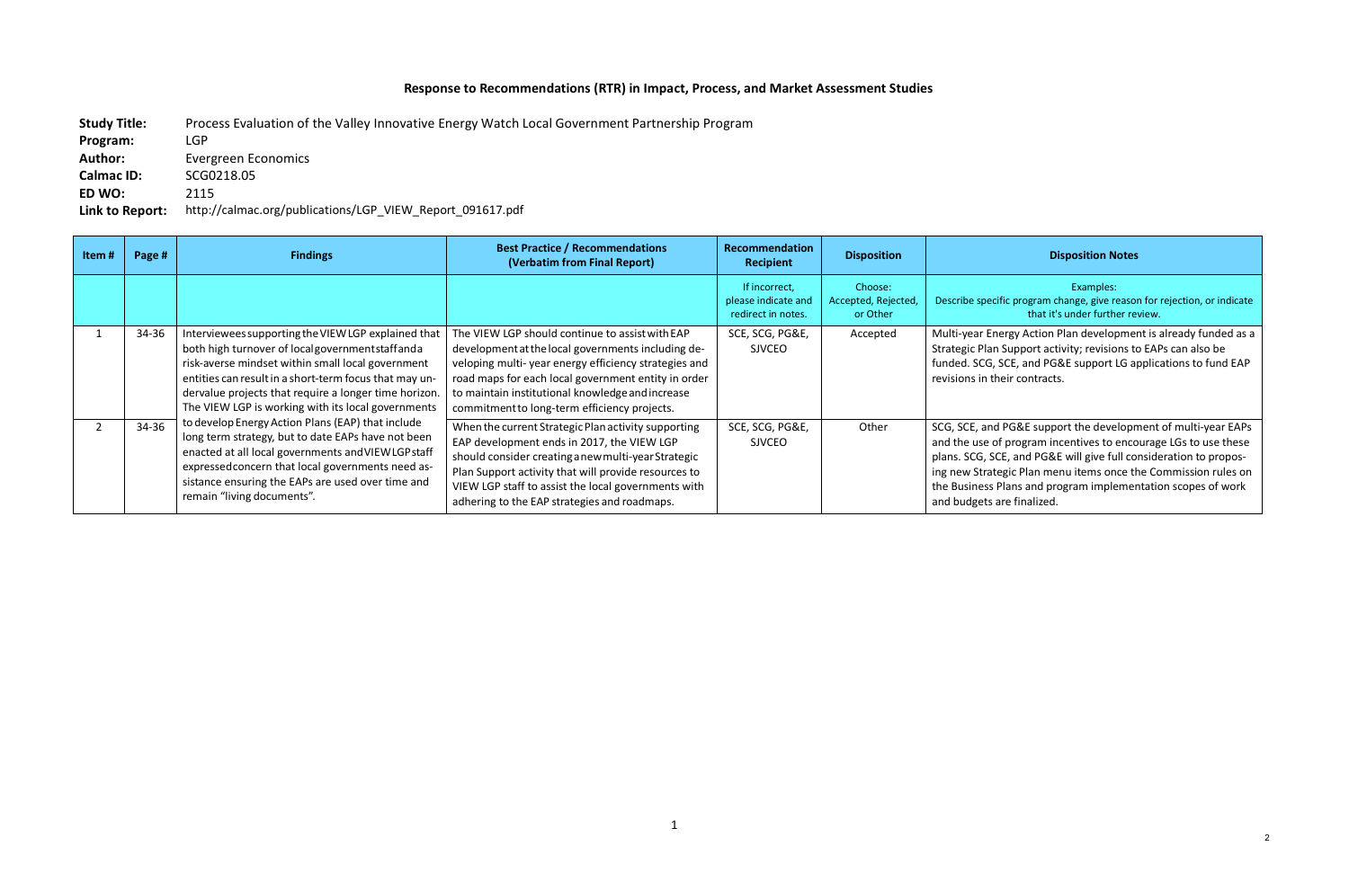# Response to Recommendations (RTR) in Impact, Process, and Market Assessment Studies

**Study Title:** Process Evaluation of the Valley Innovative Energy Watch Local Government Partnership Program
**Program:** LGP
**Author:** Evergreen Economics
**Calmac ID:** SCG0218.05
**ED WO:** 2115
**Link to Report:** http://calmac.org/publications/LGP_VIEW_Report_091617.pdf

| Item # | Page # | Findings | Best Practice / Recommendations (Verbatim from Final Report) | Recommendation Recipient | Disposition | Disposition Notes |
|---|---|---|---|---|---|---|
| | | | | If incorrect, please indicate and redirect in notes. | Choose: Accepted, Rejected, or Other | Examples: Describe specific program change, give reason for rejection, or indicate that it's under further review. |
| 1 | 34-36 | Interviewees supporting the VIEW LGP explained that both high turnover of local government staff and a risk-averse mindset within small local government entities can result in a short-term focus that may undervalue projects that require a longer time horizon. The VIEW LGP is working with its local governments to develop Energy Action Plans (EAP) that include long term strategy, but to date EAPs have not been enacted at all local governments and VIEW LGP staff expressed concern that local governments need assistance ensuring the EAPs are used over time and remain "living documents". | The VIEW LGP should continue to assist with EAP development at the local governments including developing multi- year energy efficiency strategies and road maps for each local government entity in order to maintain institutional knowledge and increase commitment to long-term efficiency projects. | SCE, SCG, PG&E, SJVCEO | Accepted | Multi-year Energy Action Plan development is already funded as a Strategic Plan Support activity; revisions to EAPs can also be funded. SCG, SCE, and PG&E support LG applications to fund EAP revisions in their contracts. |
| 2 | 34-36 | | When the current Strategic Plan activity supporting EAP development ends in 2017, the VIEW LGP should consider creating a new multi-year Strategic Plan Support activity that will provide resources to VIEW LGP staff to assist the local governments with adhering to the EAP strategies and roadmaps. | SCE, SCG, PG&E, SJVCEO | Other | SCG, SCE, and PG&E support the development of multi-year EAPs and the use of program incentives to encourage LGs to use these plans. SCG, SCE, and PG&E will give full consideration to proposing new Strategic Plan menu items once the Commission rules on the Business Plans and program implementation scopes of work and budgets are finalized. |